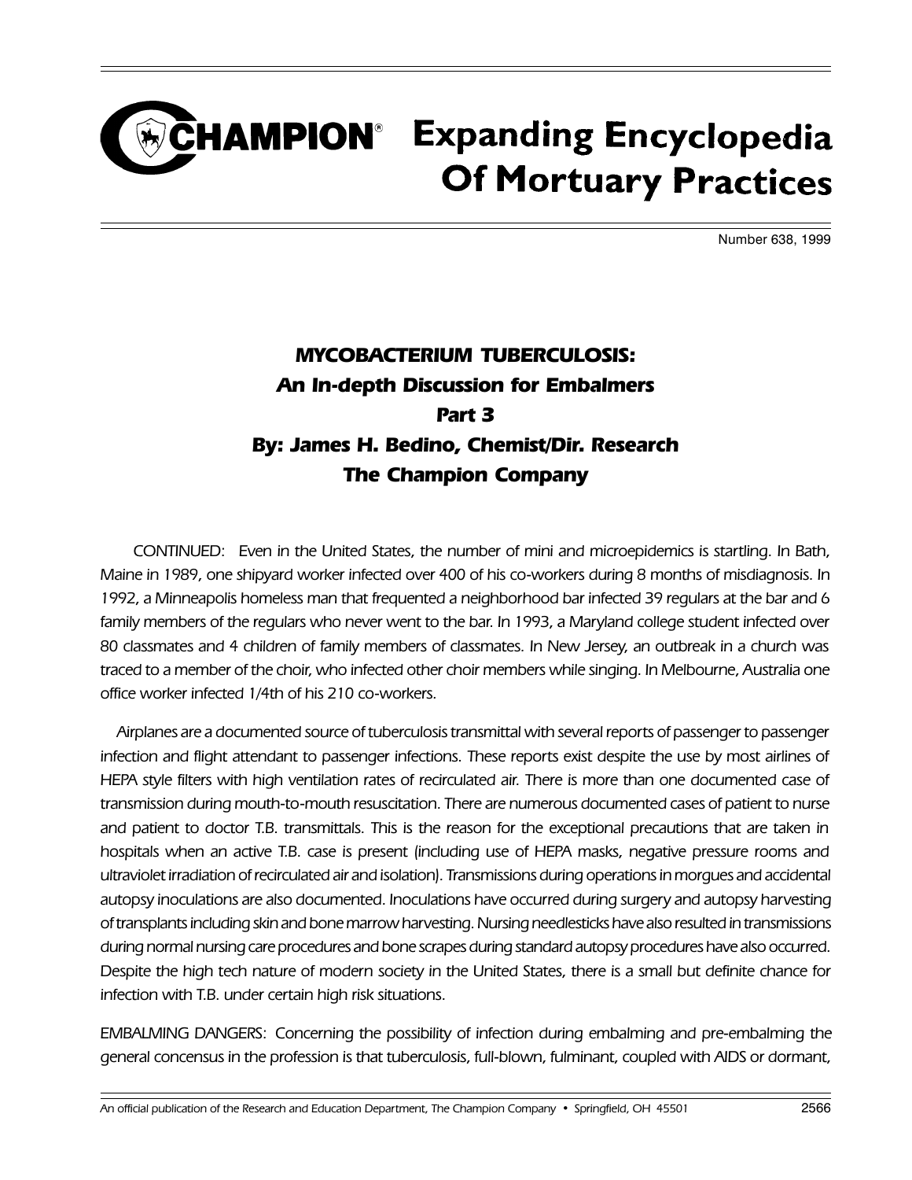# Champion Expanding Encyclopedia Of Mortuary Practices

Number 638, 1999

## *MYCOBACTERIUM TUBERCULOSIS:*
## *An In-depth Discussion for Embalmers*
## *Part 3*
### *By: James H. Bedino, Chemist/Dir. Research*
### *The Champion Company*

*CONTINUED: Even in the United States, the number of mini and microepidemics is startling. In Bath, Maine in 1989, one shipyard worker infected over 400 of his co-workers during 8 months of misdiagnosis. In 1992, a Minneapolis homeless man that frequented a neighborhood bar infected 39 regulars at the bar and 6 family members of the regulars who never went to the bar. In 1993, a Maryland college student infected over 80 classmates and 4 children of family members of classmates. In New Jersey, an outbreak in a church was traced to a member of the choir, who infected other choir members while singing. In Melbourne, Australia one office worker infected 1/4th of his 210 co-workers.*

*Airplanes are a documented source of tuberculosis transmittal with several reports of passenger to passenger infection and flight attendant to passenger infections. These reports exist despite the use by most airlines of HEPA style filters with high ventilation rates of recirculated air. There is more than one documented case of transmission during mouth-to-mouth resuscitation. There are numerous documented cases of patient to nurse and patient to doctor T.B. transmittals. This is the reason for the exceptional precautions that are taken in hospitals when an active T.B. case is present (including use of HEPA masks, negative pressure rooms and ultraviolet irradiation of recirculated air and isolation). Transmissions during operations in morgues and accidental autopsy inoculations are also documented. Inoculations have occurred during surgery and autopsy harvesting of transplants including skin and bone marrow harvesting. Nursing needlesticks have also resulted in transmissions during normal nursing care procedures and bone scrapes during standard autopsy procedures have also occurred. Despite the high tech nature of modern society in the United States, there is a small but definite chance for infection with T.B. under certain high risk situations.*

*EMBALMING DANGERS: Concerning the possibility of infection during embalming and pre-embalming the general concensus in the profession is that tuberculosis, full-blown, fulminant, coupled with AIDS or dormant,*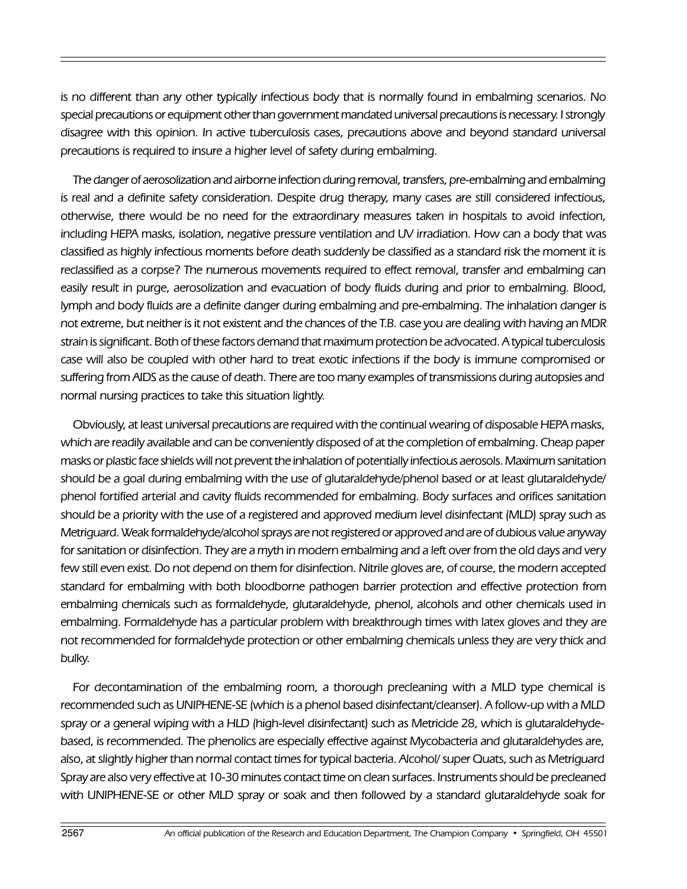*is no different than any other typically infectious body that is normally found in embalming scenarios. No special precautions or equipment other than government mandated universal precautions is necessary. I strongly disagree with this opinion. In active tuberculosis cases, precautions above and beyond standard universal precautions is required to insure a higher level of safety during embalming.*

*The danger of aerosolization and airborne infection during removal, transfers, pre-embalming and embalming is real and a definite safety consideration. Despite drug therapy, many cases are still considered infectious, otherwise, there would be no need for the extraordinary measures taken in hospitals to avoid infection, including HEPA masks, isolation, negative pressure ventilation and UV irradiation. How can a body that was classified as highly infectious moments before death suddenly be classified as a standard risk the moment it is reclassified as a corpse? The numerous movements required to effect removal, transfer and embalming can easily result in purge, aerosolization and evacuation of body fluids during and prior to embalming. Blood, lymph and body fluids are a definite danger during embalming and pre-embalming. The inhalation danger is not extreme, but neither is it not existent and the chances of the T.B. case you are dealing with having an MDR strain is significant. Both of these factors demand that maximum protection be advocated. A typical tuberculosis case will also be coupled with other hard to treat exotic infections if the body is immune compromised or suffering from AIDS as the cause of death. There are too many examples of transmissions during autopsies and normal nursing practices to take this situation lightly.*

*Obviously, at least universal precautions are required with the continual wearing of disposable HEPA masks, which are readily available and can be conveniently disposed of at the completion of embalming. Cheap paper masks or plastic face shields will not prevent the inhalation of potentially infectious aerosols. Maximum sanitation should be a goal during embalming with the use of glutaraldehyde/phenol based or at least glutaraldehyde/ phenol fortified arterial and cavity fluids recommended for embalming. Body surfaces and orifices sanitation should be a priority with the use of a registered and approved medium level disinfectant (MLD) spray such as Metriguard. Weak formaldehyde/alcohol sprays are not registered or approved and are of dubious value anyway for sanitation or disinfection. They are a myth in modern embalming and a left over from the old days and very few still even exist. Do not depend on them for disinfection. Nitrile gloves are, of course, the modern accepted standard for embalming with both bloodborne pathogen barrier protection and effective protection from embalming chemicals such as formaldehyde, glutaraldehyde, phenol, alcohols and other chemicals used in embalming. Formaldehyde has a particular problem with breakthrough times with latex gloves and they are not recommended for formaldehyde protection or other embalming chemicals unless they are very thick and bulky.*

*For decontamination of the embalming room, a thorough precleaning with a MLD type chemical is recommended such as UNIPHENE-SE (which is a phenol based disinfectant/cleanser). A follow-up with a MLD spray or a general wiping with a HLD (high-level disinfectant) such as Metricide 28, which is glutaraldehyde-based, is recommended. The phenolics are especially effective against Mycobacteria and glutaraldehydes are, also, at slightly higher than normal contact times for typical bacteria. Alcohol/ super Quats, such as Metriguard Spray are also very effective at 10-30 minutes contact time on clean surfaces. Instruments should be precleaned with UNIPHENE-SE or other MLD spray or soak and then followed by a standard glutaraldehyde soak for*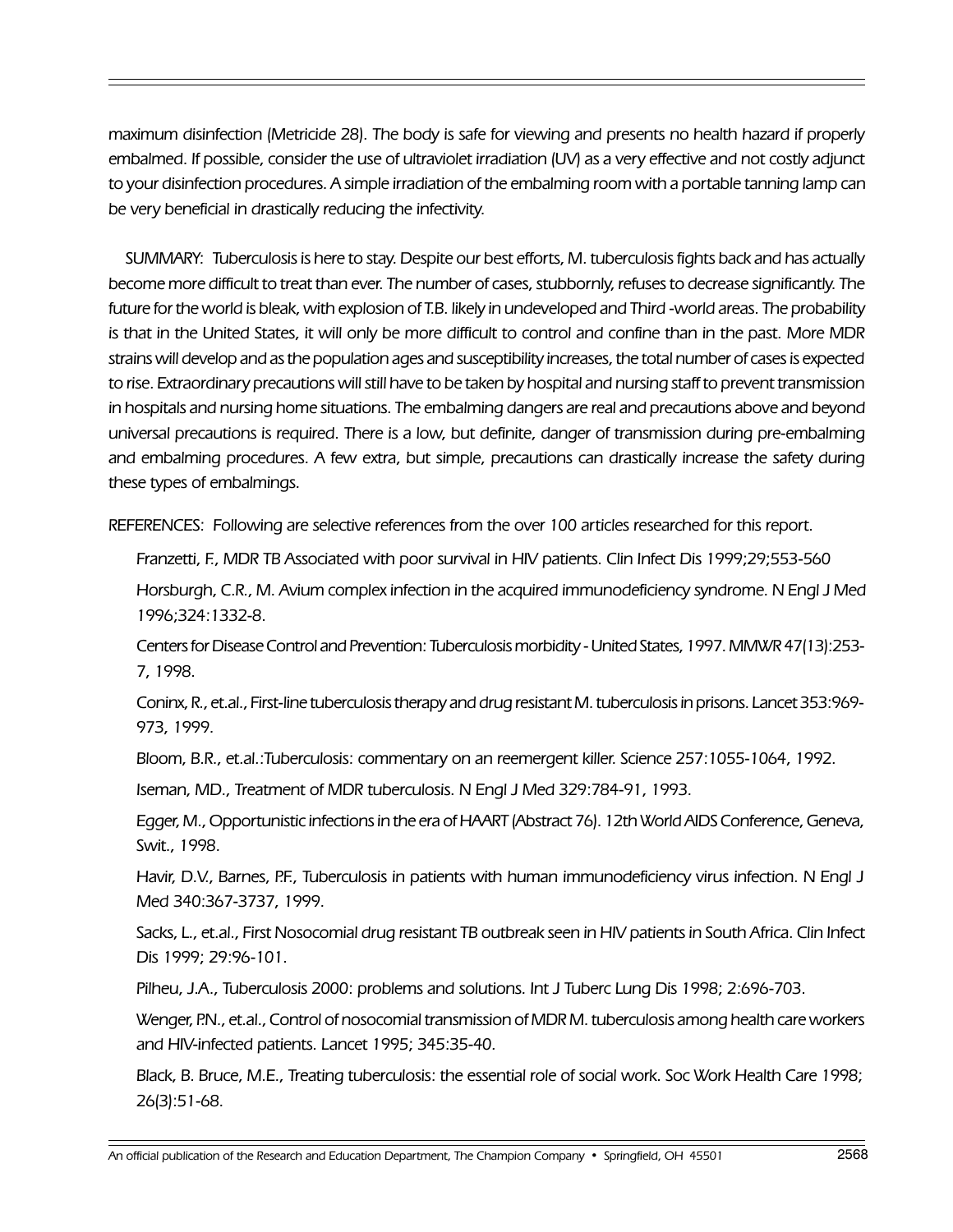*maximum disinfection (Metricide 28). The body is safe for viewing and presents no health hazard if properly embalmed. If possible, consider the use of ultraviolet irradiation (UV) as a very effective and not costly adjunct to your disinfection procedures. A simple irradiation of the embalming room with a portable tanning lamp can be very beneficial in drastically reducing the infectivity.*

*SUMMARY: Tuberculosis is here to stay. Despite our best efforts, M. tuberculosis fights back and has actually become more difficult to treat than ever. The number of cases, stubbornly, refuses to decrease significantly. The future for the world is bleak, with explosion of T.B. likely in undeveloped and Third -world areas. The probability is that in the United States, it will only be more difficult to control and confine than in the past. More MDR strains will develop and as the population ages and susceptibility increases, the total number of cases is expected to rise. Extraordinary precautions will still have to be taken by hospital and nursing staff to prevent transmission in hospitals and nursing home situations. The embalming dangers are real and precautions above and beyond universal precautions is required. There is a low, but definite, danger of transmission during pre-embalming and embalming procedures. A few extra, but simple, precautions can drastically increase the safety during these types of embalmings.*

*REFERENCES: Following are selective references from the over 100 articles researched for this report.*

*Franzetti, F., MDR TB Associated with poor survival in HIV patients. Clin Infect Dis 1999;29;553-560*

*Horsburgh, C.R., M. Avium complex infection in the acquired immunodeficiency syndrome. N Engl J Med 1996;324:1332-8.*

*Centers for Disease Control and Prevention: Tuberculosis morbidity - United States, 1997. MMWR 47(13):253-7, 1998.*

*Coninx, R., et.al., First-line tuberculosis therapy and drug resistant M. tuberculosis in prisons. Lancet 353:969-973, 1999.*

*Bloom, B.R., et.al.:Tuberculosis: commentary on an reemergent killer. Science 257:1055-1064, 1992.*

*Iseman, MD., Treatment of MDR tuberculosis. N Engl J Med 329:784-91, 1993.*

*Egger, M., Opportunistic infections in the era of HAART (Abstract 76). 12th World AIDS Conference, Geneva, Swit., 1998.*

*Havir, D.V., Barnes, P.F., Tuberculosis in patients with human immunodeficiency virus infection. N Engl J Med 340:367-3737, 1999.*

*Sacks, L., et.al., First Nosocomial drug resistant TB outbreak seen in HIV patients in South Africa. Clin Infect Dis 1999; 29:96-101.*

*Pilheu, J.A., Tuberculosis 2000: problems and solutions. Int J Tuberc Lung Dis 1998; 2:696-703.*

*Wenger, P.N., et.al., Control of nosocomial transmission of MDR M. tuberculosis among health care workers and HIV-infected patients. Lancet 1995; 345:35-40.*

*Black, B. Bruce, M.E., Treating tuberculosis: the essential role of social work. Soc Work Health Care 1998; 26(3):51-68.*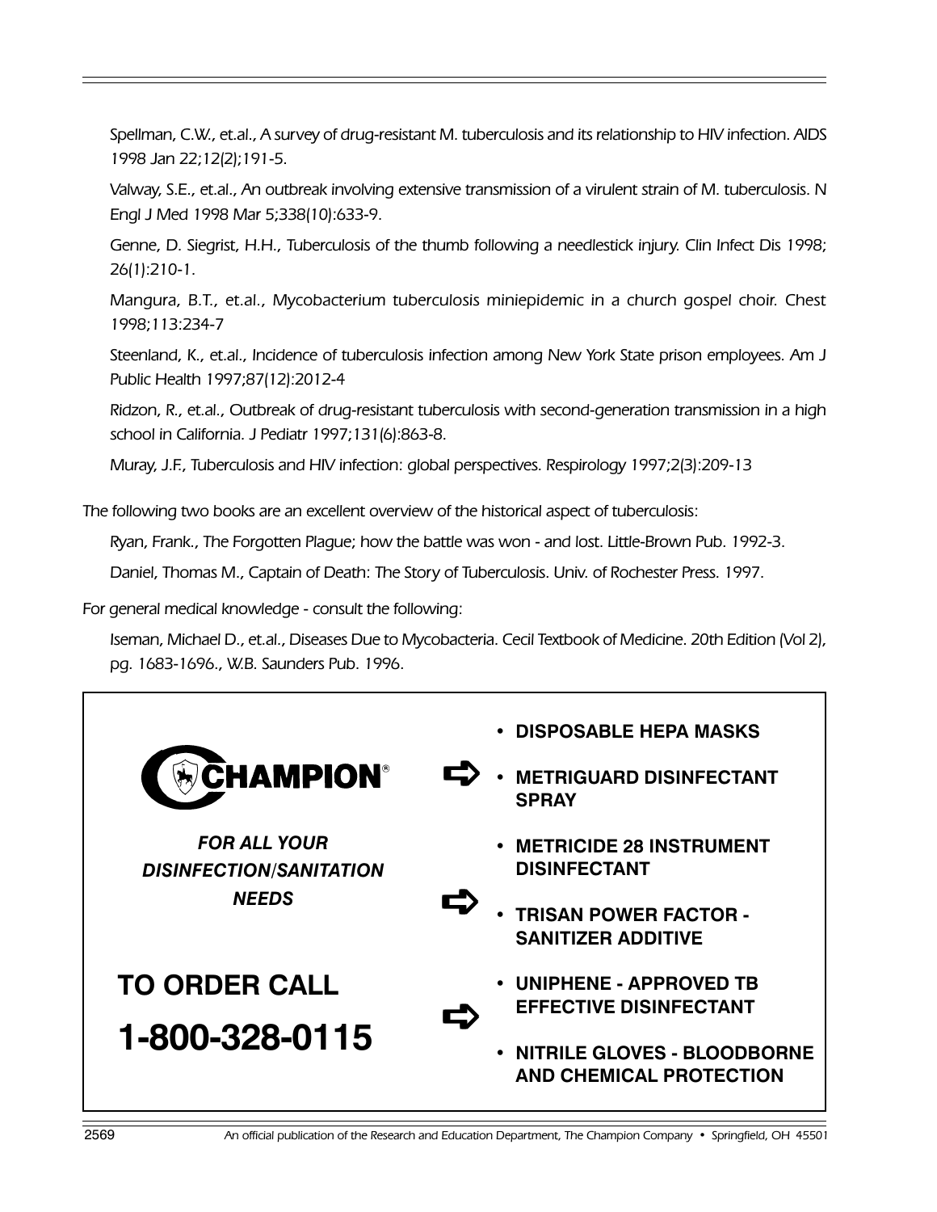Spellman, C.W., et.al., A survey of drug-resistant M. tuberculosis and its relationship to HIV infection. AIDS 1998 Jan 22;12(2);191-5.

Valway, S.E., et.al., An outbreak involving extensive transmission of a virulent strain of M. tuberculosis. N Engl J Med 1998 Mar 5;338(10):633-9.

Genne, D. Siegrist, H.H., Tuberculosis of the thumb following a needlestick injury. Clin Infect Dis 1998; 26(1):210-1.

Mangura, B.T., et.al., Mycobacterium tuberculosis miniepidemic in a church gospel choir. Chest 1998;113:234-7

Steenland, K., et.al., Incidence of tuberculosis infection among New York State prison employees. Am J Public Health 1997;87(12):2012-4

Ridzon, R., et.al., Outbreak of drug-resistant tuberculosis with second-generation transmission in a high school in California. J Pediatr 1997;131(6):863-8.

Muray, J.F., Tuberculosis and HIV infection: global perspectives. Respirology 1997;2(3):209-13

The following two books are an excellent overview of the historical aspect of tuberculosis:

Ryan, Frank., The Forgotten Plague; how the battle was won - and lost. Little-Brown Pub. 1992-3.

Daniel, Thomas M., Captain of Death: The Story of Tuberculosis. Univ. of Rochester Press. 1997.

For general medical knowledge - consult the following:

Iseman, Michael D., et.al., Diseases Due to Mycobacteria. Cecil Textbook of Medicine. 20th Edition (Vol 2), pg. 1683-1696., W.B. Saunders Pub. 1996.

**CHAMPION®**

***FOR ALL YOUR DISINFECTION/SANITATION NEEDS***

**TO ORDER CALL**

**1-800-328-0115**

- **DISPOSABLE HEPA MASKS**
- **METRIGUARD DISINFECTANT SPRAY**
- **METRICIDE 28 INSTRUMENT DISINFECTANT**
- **TRISAN POWER FACTOR - SANITIZER ADDITIVE**
- **UNIPHENE - APPROVED TB EFFECTIVE DISINFECTANT**
- **NITRILE GLOVES - BLOODBORNE AND CHEMICAL PROTECTION**

*An official publication of the Research and Education Department, The Champion Company • Springfield, OH 45501*